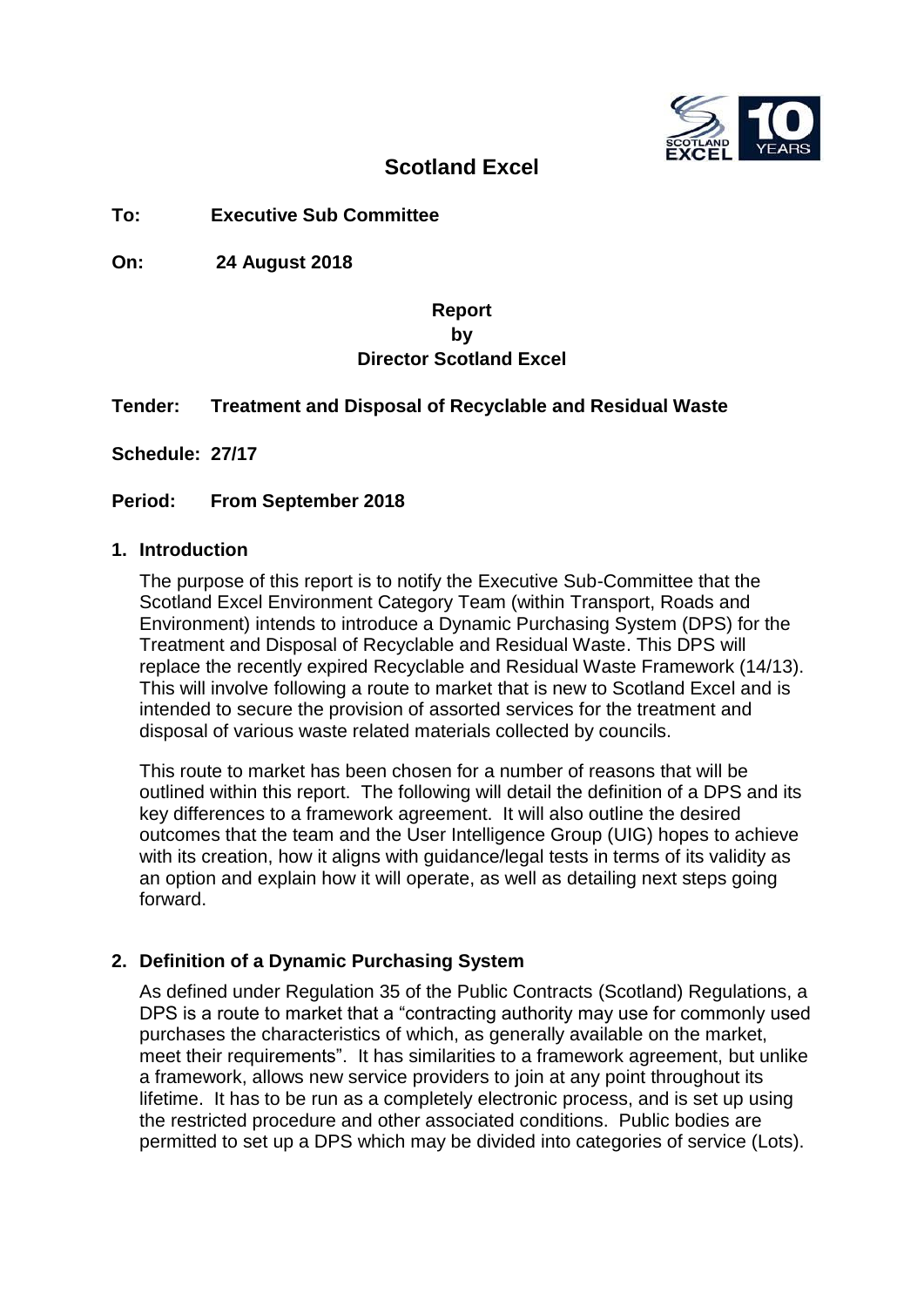# Scotland Excel

**To:** **Executive Sub Committee**

**On:** **24 August 2018**

**Report**
**by**
**Director Scotland Excel**

**Tender:** **Treatment and Disposal of Recyclable and Residual Waste**

**Schedule: 27/17**

**Period:** **From September 2018**

## 1. Introduction

The purpose of this report is to notify the Executive Sub-Committee that the Scotland Excel Environment Category Team (within Transport, Roads and Environment) intends to introduce a Dynamic Purchasing System (DPS) for the Treatment and Disposal of Recyclable and Residual Waste. This DPS will replace the recently expired Recyclable and Residual Waste Framework (14/13). This will involve following a route to market that is new to Scotland Excel and is intended to secure the provision of assorted services for the treatment and disposal of various waste related materials collected by councils.

This route to market has been chosen for a number of reasons that will be outlined within this report. The following will detail the definition of a DPS and its key differences to a framework agreement. It will also outline the desired outcomes that the team and the User Intelligence Group (UIG) hopes to achieve with its creation, how it aligns with guidance/legal tests in terms of its validity as an option and explain how it will operate, as well as detailing next steps going forward.

## 2. Definition of a Dynamic Purchasing System

As defined under Regulation 35 of the Public Contracts (Scotland) Regulations, a DPS is a route to market that a "contracting authority may use for commonly used purchases the characteristics of which, as generally available on the market, meet their requirements". It has similarities to a framework agreement, but unlike a framework, allows new service providers to join at any point throughout its lifetime. It has to be run as a completely electronic process, and is set up using the restricted procedure and other associated conditions. Public bodies are permitted to set up a DPS which may be divided into categories of service (Lots).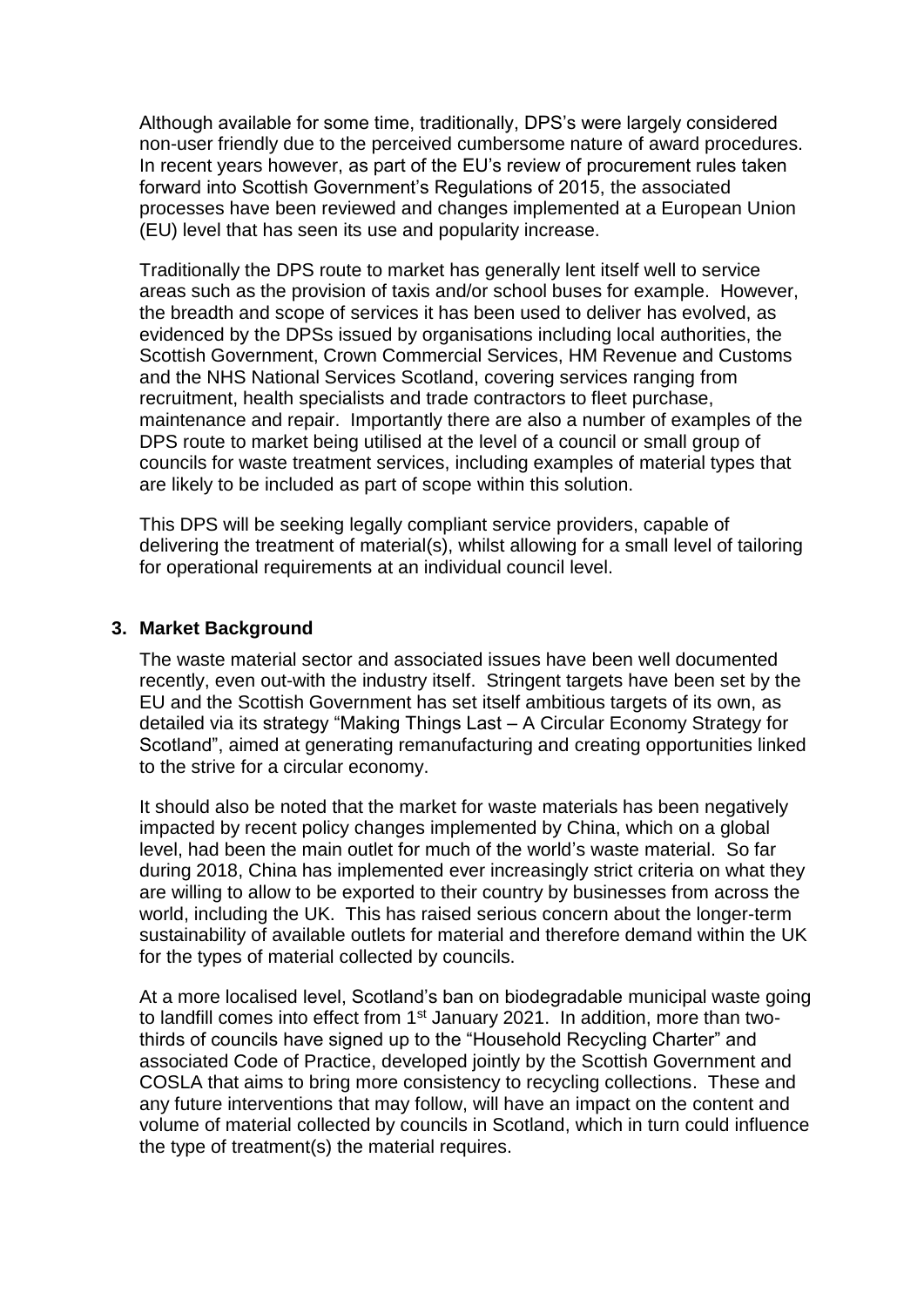Although available for some time, traditionally, DPS's were largely considered non-user friendly due to the perceived cumbersome nature of award procedures. In recent years however, as part of the EU's review of procurement rules taken forward into Scottish Government's Regulations of 2015, the associated processes have been reviewed and changes implemented at a European Union (EU) level that has seen its use and popularity increase.

Traditionally the DPS route to market has generally lent itself well to service areas such as the provision of taxis and/or school buses for example. However, the breadth and scope of services it has been used to deliver has evolved, as evidenced by the DPSs issued by organisations including local authorities, the Scottish Government, Crown Commercial Services, HM Revenue and Customs and the NHS National Services Scotland, covering services ranging from recruitment, health specialists and trade contractors to fleet purchase, maintenance and repair. Importantly there are also a number of examples of the DPS route to market being utilised at the level of a council or small group of councils for waste treatment services, including examples of material types that are likely to be included as part of scope within this solution.

This DPS will be seeking legally compliant service providers, capable of delivering the treatment of material(s), whilst allowing for a small level of tailoring for operational requirements at an individual council level.

## 3. Market Background

The waste material sector and associated issues have been well documented recently, even out-with the industry itself. Stringent targets have been set by the EU and the Scottish Government has set itself ambitious targets of its own, as detailed via its strategy "Making Things Last – A Circular Economy Strategy for Scotland", aimed at generating remanufacturing and creating opportunities linked to the strive for a circular economy.

It should also be noted that the market for waste materials has been negatively impacted by recent policy changes implemented by China, which on a global level, had been the main outlet for much of the world's waste material. So far during 2018, China has implemented ever increasingly strict criteria on what they are willing to allow to be exported to their country by businesses from across the world, including the UK. This has raised serious concern about the longer-term sustainability of available outlets for material and therefore demand within the UK for the types of material collected by councils.

At a more localised level, Scotland's ban on biodegradable municipal waste going to landfill comes into effect from 1st January 2021. In addition, more than two-thirds of councils have signed up to the "Household Recycling Charter" and associated Code of Practice, developed jointly by the Scottish Government and COSLA that aims to bring more consistency to recycling collections. These and any future interventions that may follow, will have an impact on the content and volume of material collected by councils in Scotland, which in turn could influence the type of treatment(s) the material requires.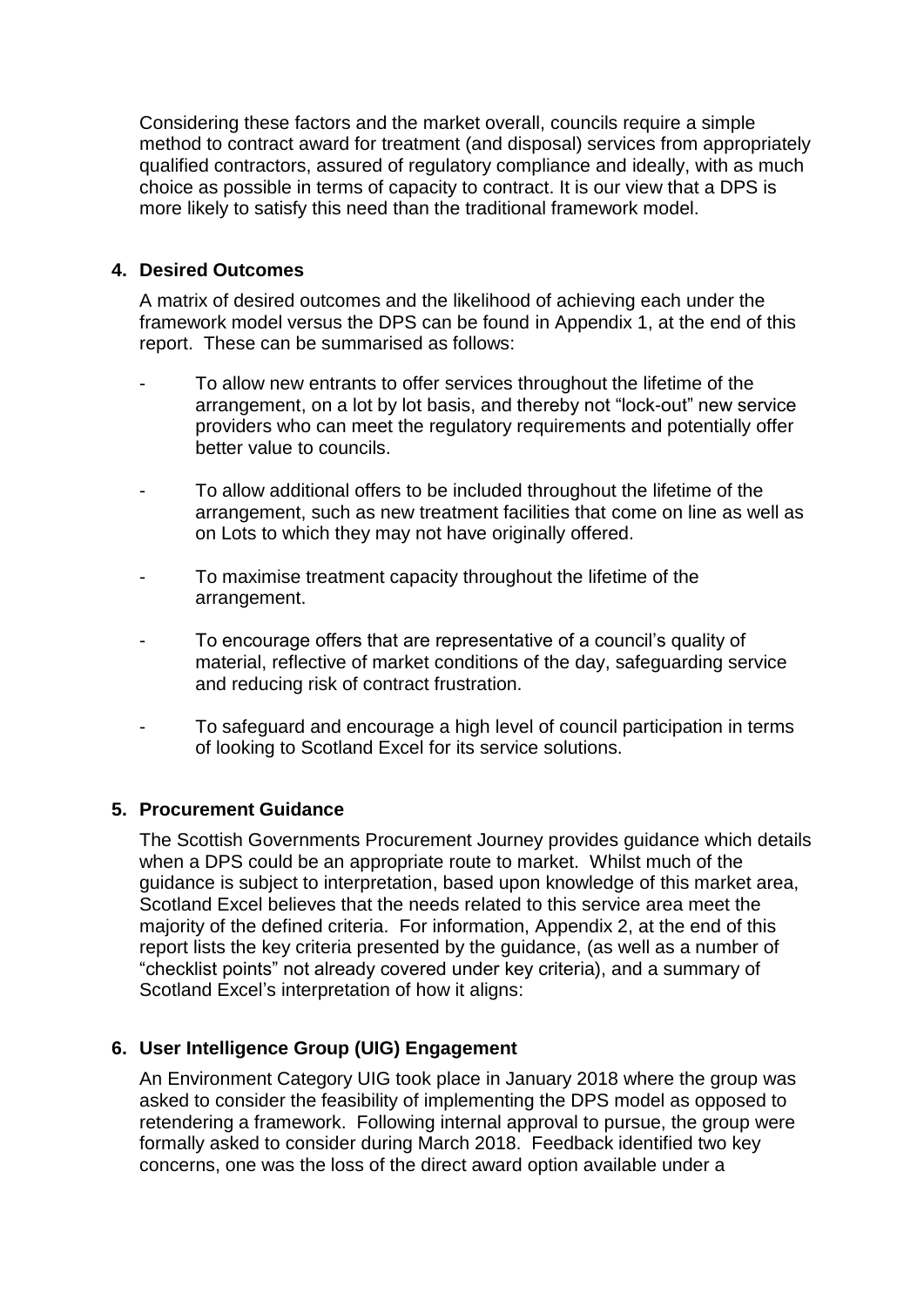Considering these factors and the market overall, councils require a simple method to contract award for treatment (and disposal) services from appropriately qualified contractors, assured of regulatory compliance and ideally, with as much choice as possible in terms of capacity to contract. It is our view that a DPS is more likely to satisfy this need than the traditional framework model.

## 4. Desired Outcomes

A matrix of desired outcomes and the likelihood of achieving each under the framework model versus the DPS can be found in Appendix 1, at the end of this report. These can be summarised as follows:

- To allow new entrants to offer services throughout the lifetime of the arrangement, on a lot by lot basis, and thereby not "lock-out" new service providers who can meet the regulatory requirements and potentially offer better value to councils.
- To allow additional offers to be included throughout the lifetime of the arrangement, such as new treatment facilities that come on line as well as on Lots to which they may not have originally offered.
- To maximise treatment capacity throughout the lifetime of the arrangement.
- To encourage offers that are representative of a council's quality of material, reflective of market conditions of the day, safeguarding service and reducing risk of contract frustration.
- To safeguard and encourage a high level of council participation in terms of looking to Scotland Excel for its service solutions.

## 5. Procurement Guidance

The Scottish Governments Procurement Journey provides guidance which details when a DPS could be an appropriate route to market. Whilst much of the guidance is subject to interpretation, based upon knowledge of this market area, Scotland Excel believes that the needs related to this service area meet the majority of the defined criteria. For information, Appendix 2, at the end of this report lists the key criteria presented by the guidance, (as well as a number of "checklist points" not already covered under key criteria), and a summary of Scotland Excel's interpretation of how it aligns:

## 6. User Intelligence Group (UIG) Engagement

An Environment Category UIG took place in January 2018 where the group was asked to consider the feasibility of implementing the DPS model as opposed to retendering a framework. Following internal approval to pursue, the group were formally asked to consider during March 2018. Feedback identified two key concerns, one was the loss of the direct award option available under a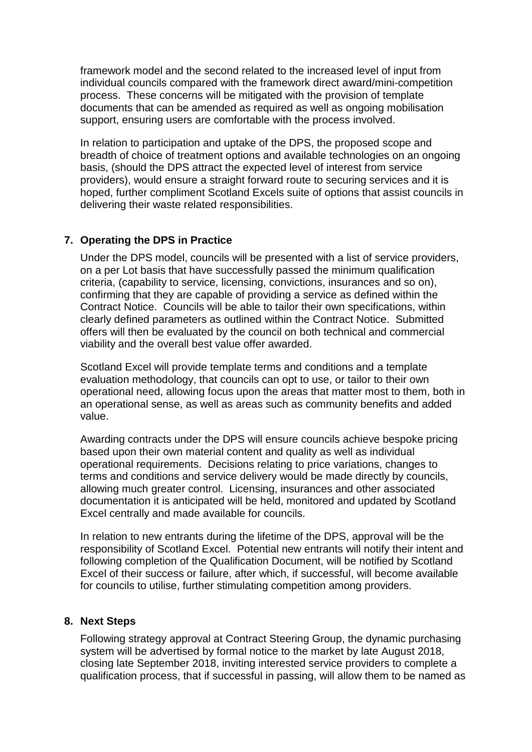framework model and the second related to the increased level of input from individual councils compared with the framework direct award/mini-competition process. These concerns will be mitigated with the provision of template documents that can be amended as required as well as ongoing mobilisation support, ensuring users are comfortable with the process involved.

In relation to participation and uptake of the DPS, the proposed scope and breadth of choice of treatment options and available technologies on an ongoing basis, (should the DPS attract the expected level of interest from service providers), would ensure a straight forward route to securing services and it is hoped, further compliment Scotland Excels suite of options that assist councils in delivering their waste related responsibilities.

## 7. Operating the DPS in Practice

Under the DPS model, councils will be presented with a list of service providers, on a per Lot basis that have successfully passed the minimum qualification criteria, (capability to service, licensing, convictions, insurances and so on), confirming that they are capable of providing a service as defined within the Contract Notice. Councils will be able to tailor their own specifications, within clearly defined parameters as outlined within the Contract Notice. Submitted offers will then be evaluated by the council on both technical and commercial viability and the overall best value offer awarded.

Scotland Excel will provide template terms and conditions and a template evaluation methodology, that councils can opt to use, or tailor to their own operational need, allowing focus upon the areas that matter most to them, both in an operational sense, as well as areas such as community benefits and added value.

Awarding contracts under the DPS will ensure councils achieve bespoke pricing based upon their own material content and quality as well as individual operational requirements. Decisions relating to price variations, changes to terms and conditions and service delivery would be made directly by councils, allowing much greater control. Licensing, insurances and other associated documentation it is anticipated will be held, monitored and updated by Scotland Excel centrally and made available for councils.

In relation to new entrants during the lifetime of the DPS, approval will be the responsibility of Scotland Excel. Potential new entrants will notify their intent and following completion of the Qualification Document, will be notified by Scotland Excel of their success or failure, after which, if successful, will become available for councils to utilise, further stimulating competition among providers.

## 8. Next Steps

Following strategy approval at Contract Steering Group, the dynamic purchasing system will be advertised by formal notice to the market by late August 2018, closing late September 2018, inviting interested service providers to complete a qualification process, that if successful in passing, will allow them to be named as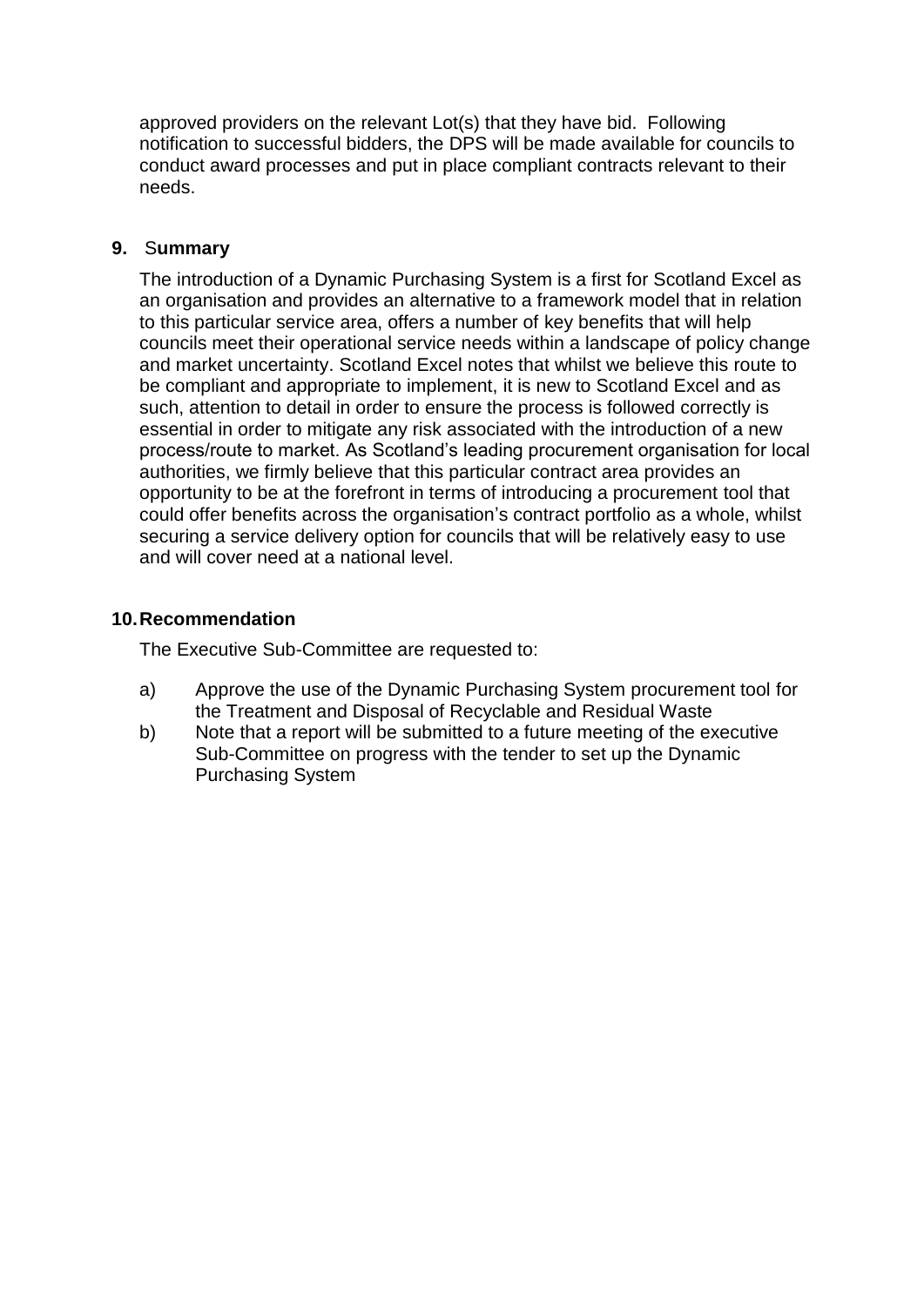approved providers on the relevant Lot(s) that they have bid. Following notification to successful bidders, the DPS will be made available for councils to conduct award processes and put in place compliant contracts relevant to their needs.

## 9. Summary

The introduction of a Dynamic Purchasing System is a first for Scotland Excel as an organisation and provides an alternative to a framework model that in relation to this particular service area, offers a number of key benefits that will help councils meet their operational service needs within a landscape of policy change and market uncertainty. Scotland Excel notes that whilst we believe this route to be compliant and appropriate to implement, it is new to Scotland Excel and as such, attention to detail in order to ensure the process is followed correctly is essential in order to mitigate any risk associated with the introduction of a new process/route to market. As Scotland's leading procurement organisation for local authorities, we firmly believe that this particular contract area provides an opportunity to be at the forefront in terms of introducing a procurement tool that could offer benefits across the organisation's contract portfolio as a whole, whilst securing a service delivery option for councils that will be relatively easy to use and will cover need at a national level.

## 10. Recommendation

The Executive Sub-Committee are requested to:

a) Approve the use of the Dynamic Purchasing System procurement tool for the Treatment and Disposal of Recyclable and Residual Waste

b) Note that a report will be submitted to a future meeting of the executive Sub-Committee on progress with the tender to set up the Dynamic Purchasing System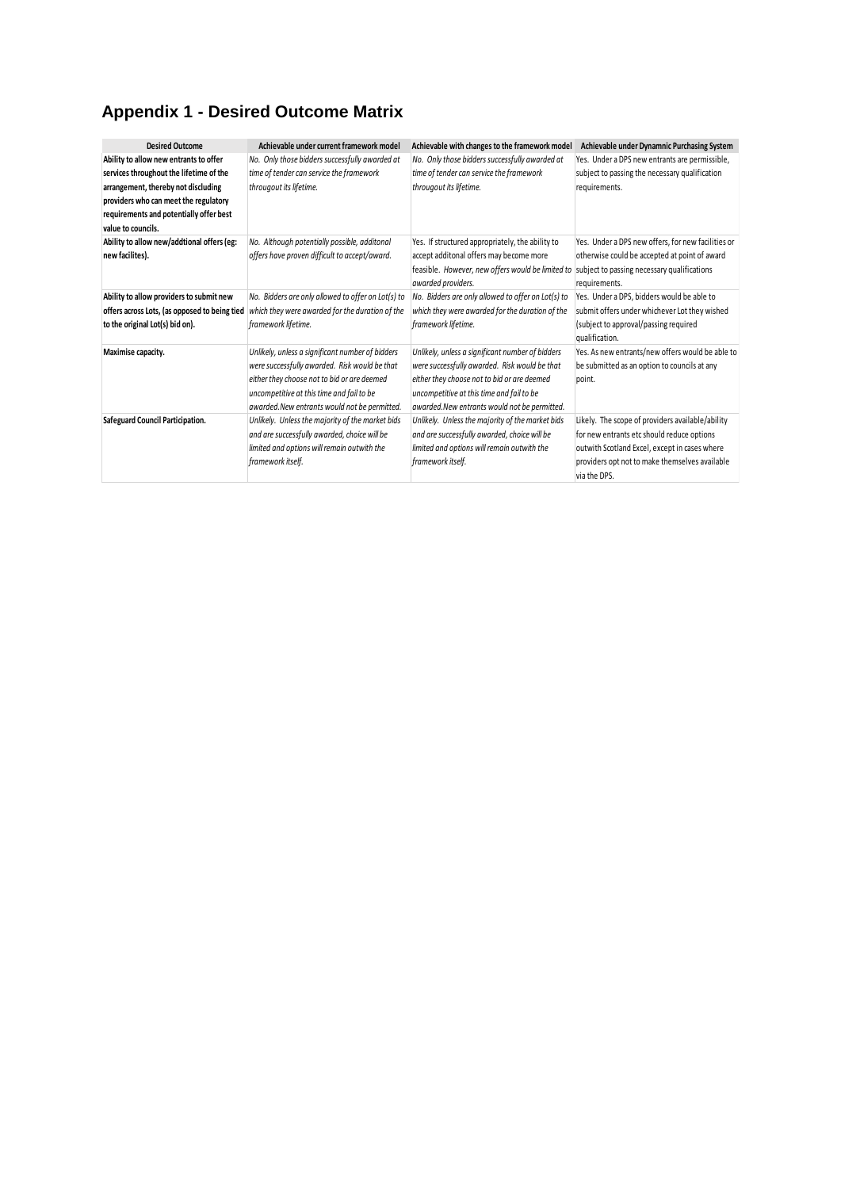# Appendix 1 - Desired Outcome Matrix

| Desired Outcome | Achievable under current framework model | Achievable with changes to the framework model | Achievable under Dynamic Purchasing System |
|---|---|---|---|
| **Ability to allow new entrants to offer services throughout the lifetime of the arrangement, thereby not discluding providers who can meet the regulatory requirements and potentially offer best value to councils.** | *No. Only those bidders successfully awarded at time of tender can service the framework througout its lifetime.* | *No. Only those bidders successfully awarded at time of tender can service the framework througout its lifetime.* | Yes. Under a DPS new entrants are permissible, subject to passing the necessary qualification requirements. |
| **Ability to allow new/addtional offers (eg: new facilites).** | *No. Although potentially possible, additonal offers have proven difficult to accept/award.* | Yes. If structured appropriately, the ability to accept additonal offers may become more feasible. *However, new offers would be limited to awarded providers.* | Yes. Under a DPS new offers, for new facilities or otherwise could be accepted at point of award subject to passing necessary qualifications requirements. |
| **Ability to allow providers to submit new offers across Lots, (as opposed to being tied to the original Lot(s) bid on).** | *No. Bidders are only allowed to offer on Lot(s) to which they were awarded for the duration of the framework lifetime.* | *No. Bidders are only allowed to offer on Lot(s) to which they were awarded for the duration of the framework lifetime.* | Yes. Under a DPS, bidders would be able to submit offers under whichever Lot they wished (subject to approval/passing required qualification. |
| **Maximise capacity.** | *Unlikely, unless a significant number of bidders were successfully awarded. Risk would be that either they choose not to bid or are deemed uncompetitive at this time and fail to be awarded.New entrants would not be permitted.* | *Unlikely, unless a significant number of bidders were successfully awarded. Risk would be that either they choose not to bid or are deemed uncompetitive at this time and fail to be awarded.New entrants would not be permitted.* | Yes. As new entrants/new offers would be able to be submitted as an option to councils at any point. |
| **Safeguard Council Participation.** | *Unlikely. Unless the majority of the market bids and are successfully awarded, choice will be limited and options will remain outwith the framework itself.* | *Unlikely. Unless the majority of the market bids and are successfully awarded, choice will be limited and options will remain outwith the framework itself.* | Likely. The scope of providers available/ability for new entrants etc should reduce options outwith Scotland Excel, except in cases where providers opt not to make themselves available via the DPS. |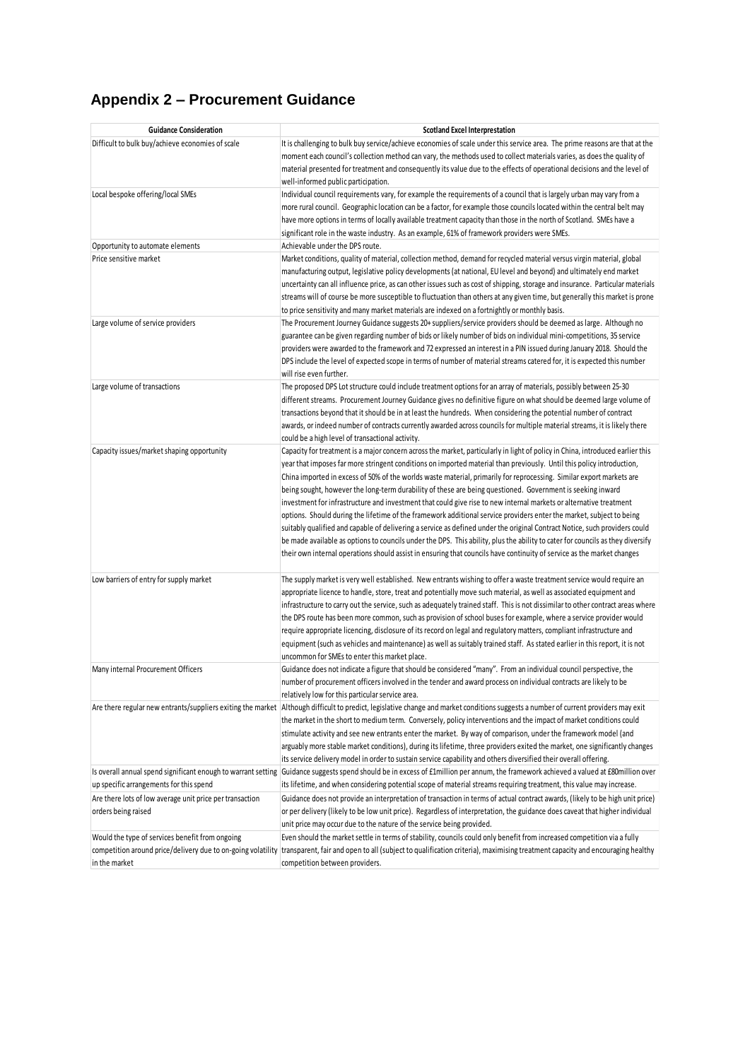## Appendix 2 – Procurement Guidance

| Guidance Consideration | Scotland Excel Interprestation |
|---|---|
| Difficult to bulk buy/achieve economies of scale | It is challenging to bulk buy service/achieve economies of scale under this service area. The prime reasons are that at the moment each council's collection method can vary, the methods used to collect materials varies, as does the quality of material presented for treatment and consequently its value due to the effects of operational decisions and the level of well-informed public participation. |
| Local bespoke offering/local SMEs | Individual council requirements vary, for example the requirements of a council that is largely urban may vary from a more rural council. Geographic location can be a factor, for example those councils located within the central belt may have more options in terms of locally available treatment capacity than those in the north of Scotland. SMEs have a significant role in the waste industry. As an example, 61% of framework providers were SMEs. |
| Opportunity to automate elements | Achievable under the DPS route. |
| Price sensitive market | Market conditions, quality of material, collection method, demand for recycled material versus virgin material, global manufacturing output, legislative policy developments (at national, EU level and beyond) and ultimately end market uncertainty can all influence price, as can other issues such as cost of shipping, storage and insurance. Particular materials streams will of course be more susceptible to fluctuation than others at any given time, but generally this market is prone to price sensitivity and many market materials are indexed on a fortnightly or monthly basis. |
| Large volume of service providers | The Procurement Journey Guidance suggests 20+ suppliers/service providers should be deemed as large. Although no guarantee can be given regarding number of bids or likely number of bids on individual mini-competitions, 35 service providers were awarded to the framework and 72 expressed an interest in a PIN issued during January 2018. Should the DPS include the level of expected scope in terms of number of material streams catered for, it is expected this number will rise even further. |
| Large volume of transactions | The proposed DPS Lot structure could include treatment options for an array of materials, possibly between 25-30 different streams. Procurement Journey Guidance gives no definitive figure on what should be deemed large volume of transactions beyond that it should be in at least the hundreds. When considering the potential number of contract awards, or indeed number of contracts currently awarded across councils for multiple material streams, it is likely there could be a high level of transactional activity. |
| Capacity issues/market shaping opportunity | Capacity for treatment is a major concern across the market, particularly in light of policy in China, introduced earlier this year that imposes far more stringent conditions on imported material than previously. Until this policy introduction, China imported in excess of 50% of the worlds waste material, primarily for reprocessing. Similar export markets are being sought, however the long-term durability of these are being questioned. Government is seeking inward investment for infrastructure and investment that could give rise to new internal markets or alternative treatment options. Should during the lifetime of the framework additional service providers enter the market, subject to being suitably qualified and capable of delivering a service as defined under the original Contract Notice, such providers could be made available as options to councils under the DPS. This ability, plus the ability to cater for councils as they diversify their own internal operations should assist in ensuring that councils have continuity of service as the market changes |
| Low barriers of entry for supply market | The supply market is very well established. New entrants wishing to offer a waste treatment service would require an appropriate licence to handle, store, treat and potentially move such material, as well as associated equipment and infrastructure to carry out the service, such as adequately trained staff. This is not dissimilar to other contract areas where the DPS route has been more common, such as provision of school buses for example, where a service provider would require appropriate licencing, disclosure of its record on legal and regulatory matters, compliant infrastructure and equipment (such as vehicles and maintenance) as well as suitably trained staff. As stated earlier in this report, it is not uncommon for SMEs to enter this market place. |
| Many internal Procurement Officers | Guidance does not indicate a figure that should be considered "many". From an individual council perspective, the number of procurement officers involved in the tender and award process on individual contracts are likely to be relatively low for this particular service area. |
| Are there regular new entrants/suppliers exiting the market | Although difficult to predict, legislative change and market conditions suggests a number of current providers may exit the market in the short to medium term. Conversely, policy interventions and the impact of market conditions could stimulate activity and see new entrants enter the market. By way of comparison, under the framework model (and arguably more stable market conditions), during its lifetime, three providers exited the market, one significantly changes its service delivery model in order to sustain service capability and others diversified their overall offering. |
| Is overall annual spend significant enough to warrant setting up specific arrangements for this spend | Guidance suggests spend should be in excess of £1million per annum, the framework achieved a valued at £80million over its lifetime, and when considering potential scope of material streams requiring treatment, this value may increase. |
| Are there lots of low average unit price per transaction orders being raised | Guidance does not provide an interpretation of transaction in terms of actual contract awards, (likely to be high unit price) or per delivery (likely to be low unit price). Regardless of interpretation, the guidance does caveat that higher individual unit price may occur due to the nature of the service being provided. |
| Would the type of services benefit from ongoing competition around price/delivery due to on-going volatility in the market | Even should the market settle in terms of stability, councils could only benefit from increased competition via a fully transparent, fair and open to all (subject to qualification criteria), maximising treatment capacity and encouraging healthy competition between providers. |